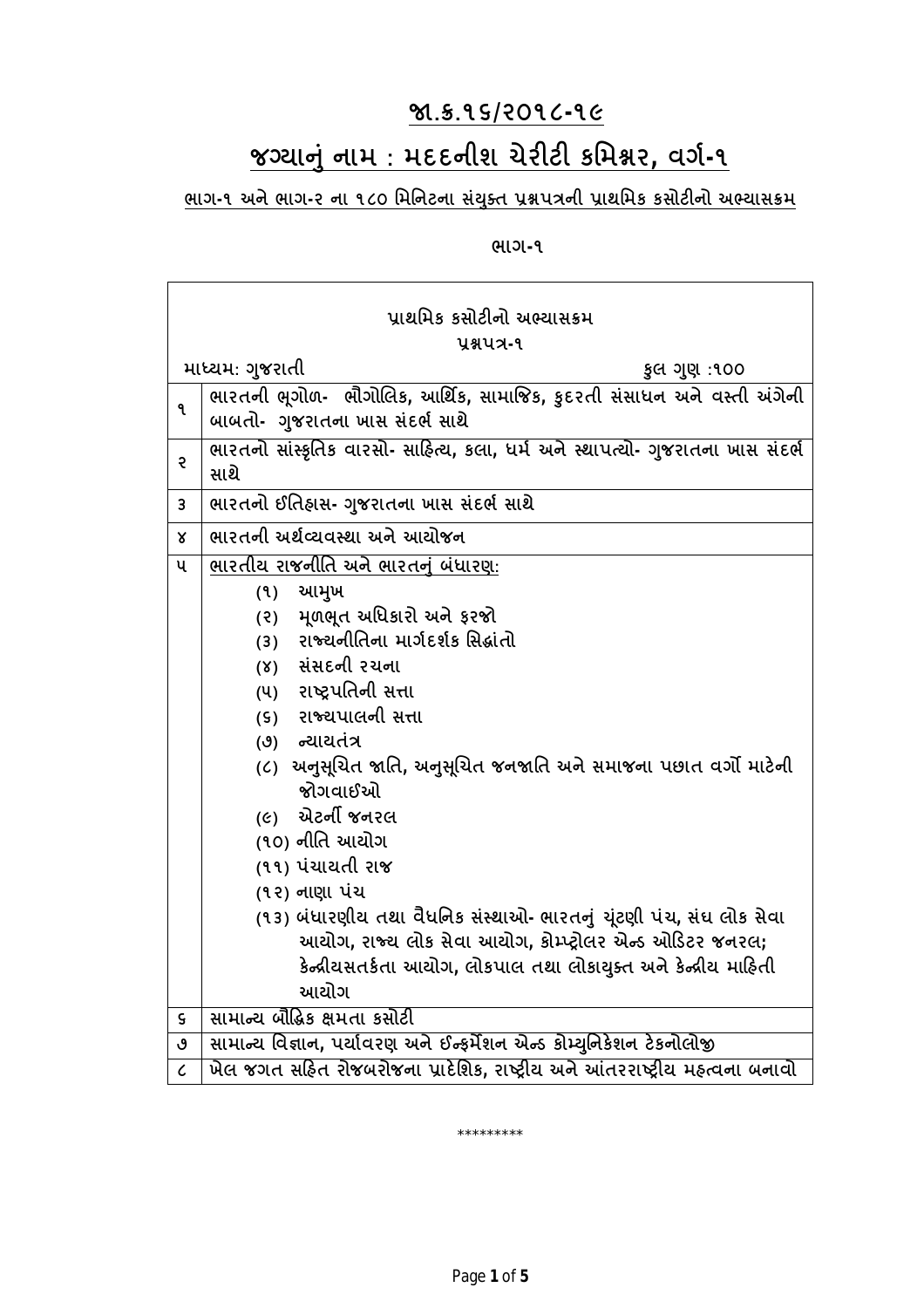# જા.ક્ર.૧૬/૨૦૧૮-૧૯

## જગ્યાનું નામ : મદદનીશ ચેરીટી કમિશ્નર, વર્ગ-૧

**ભાગ-૧ અને ભાગ-૨ ના ૧૮૦ મિનિટના સંયુક્ત પ્રશ્નપત્રની પ્રાથમિક કસોટીનો અભ્યાસક્રમ**

**ભાગ-૧**

| પ્રાથમિક કસોટીનો અભ્યાસક્રમ<br>પ્રશ્નપત્ર-૧<br>માધ્યમ: ગુજરાતી &nbsp;&nbsp;&nbsp;&nbsp;&nbsp;&nbsp;&nbsp;&nbsp; કુલ ગુણ :૧૦૦ | |
|---|---|
| ૧ | ભારતની ભૂગોળ- ભૌગોલિક, આર્થિક, સામાજિક, કુદરતી સંસાધન અને વસ્તી અંગેની બાબતો- ગુજરાતના ખાસ સંદર્ભ સાથે |
| ૨ | ભારતનો સાંસ્કૃતિક વારસો- સાહિત્ય, કલા, ધર્મ અને સ્થાપત્યો- ગુજરાતના ખાસ સંદર્ભ સાથે |
| ૩ | ભારતનો ઈતિહાસ- ગુજરાતના ખાસ સંદર્ભ સાથે |
| ૪ | ભારતની અર્થવ્યવસ્થા અને આયોજન |
| ૫ | ભારતીય રાજનીતિ અને ભારતનું બંધારણ:<br>(૧) આમુખ<br>(૨) મૂળભૂત અધિકારો અને ફરજો<br>(૩) રાજ્યનીતિના માર્ગદર્શક સિદ્ધાંતો<br>(૪) સંસદની રચના<br>(૫) રાષ્ટ્રપતિની સત્તા<br>(૬) રાજ્યપાલની સત્તા<br>(૭) ન્યાયતંત્ર<br>(૮) અનુસૂચિત જાતિ, અનુસૂચિત જનજાતિ અને સમાજના પછાત વર્ગો માટેની જોગવાઈઓ<br>(૯) એટર્ની જનરલ<br>(૧૦) નીતિ આયોગ<br>(૧૧) પંચાયતી રાજ<br>(૧૨) નાણા પંચ<br>(૧૩) બંધારણીય તથા વૈધનિક સંસ્થાઓ- ભારતનું ચૂંટણી પંચ, સંઘ લોક સેવા આયોગ, રાજ્ય લોક સેવા આયોગ, કોમ્પ્ટ્રોલર એન્ડ ઓડિટર જનરલ; કેન્દ્રીયસતર્કતા આયોગ, લોકપાલ તથા લોકાયુક્ત અને કેન્દ્રીય માહિતી આયોગ |
| ૬ | સામાન્ય બૌદ્ધિક ક્ષમતા કસોટી |
| ૭ | સામાન્ય વિજ્ઞાન, પર્યાવરણ અને ઈન્ફર્મેશન એન્ડ કોમ્યુનિકેશન ટેકનોલોજી |
| ૮ | ખેલ જગત સહિત રોજબરોજના પ્રાદેશિક, રાષ્ટ્રીય અને આંતરરાષ્ટ્રીય મહત્વના બનાવો |

*********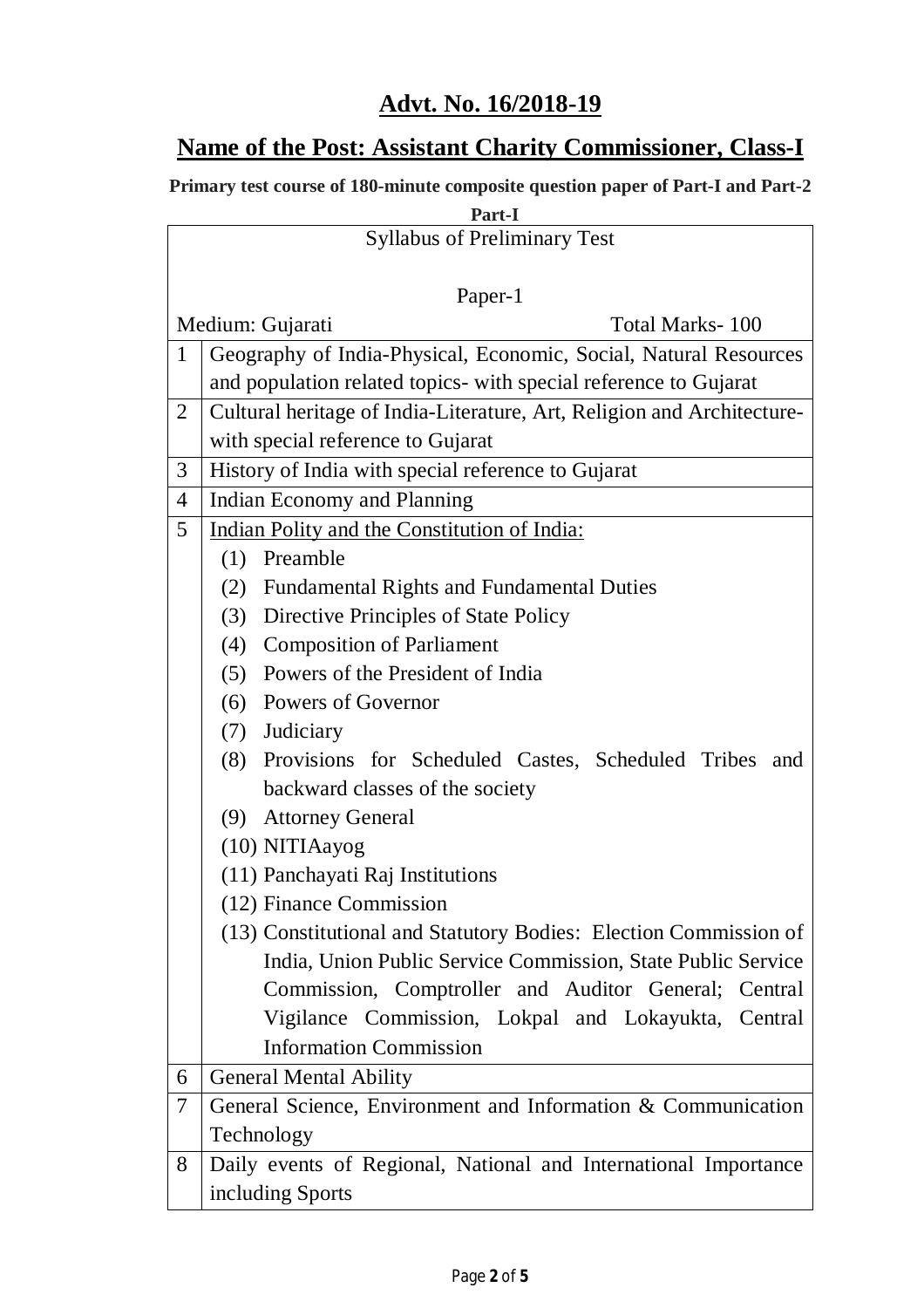## Advt. No. 16/2018-19

## Name of the Post: Assistant Charity Commissioner, Class-I

**Primary test course of 180-minute composite question paper of Part-I and Part-2**

**Part-I**

| Syllabus of Preliminary Test<br><br>Paper-1<br><br>Medium: Gujarati &nbsp;&nbsp;&nbsp;&nbsp;&nbsp;&nbsp;&nbsp;&nbsp; Total Marks- 100 | |
|---|---|
| 1 | Geography of India-Physical, Economic, Social, Natural Resources and population related topics- with special reference to Gujarat |
| 2 | Cultural heritage of India-Literature, Art, Religion and Architecture-with special reference to Gujarat |
| 3 | History of India with special reference to Gujarat |
| 4 | Indian Economy and Planning |
| 5 | <u>Indian Polity and the Constitution of India:</u><br>(1) Preamble<br>(2) Fundamental Rights and Fundamental Duties<br>(3) Directive Principles of State Policy<br>(4) Composition of Parliament<br>(5) Powers of the President of India<br>(6) Powers of Governor<br>(7) Judiciary<br>(8) Provisions for Scheduled Castes, Scheduled Tribes and backward classes of the society<br>(9) Attorney General<br>(10) NITIAayog<br>(11) Panchayati Raj Institutions<br>(12) Finance Commission<br>(13) Constitutional and Statutory Bodies: Election Commission of India, Union Public Service Commission, State Public Service Commission, Comptroller and Auditor General; Central Vigilance Commission, Lokpal and Lokayukta, Central Information Commission |
| 6 | General Mental Ability |
| 7 | General Science, Environment and Information & Communication Technology |
| 8 | Daily events of Regional, National and International Importance including Sports |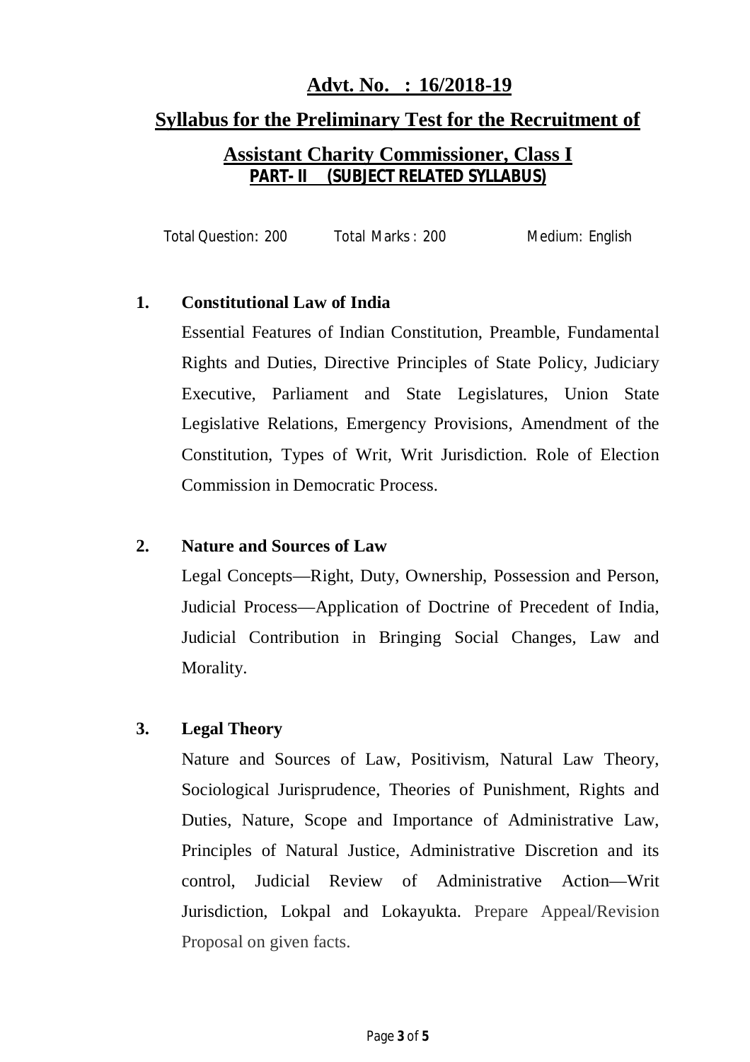## **Advt. No. : 16/2018-19**

## **Syllabus for the Preliminary Test for the Recruitment of Assistant Charity Commissioner, Class I**

### **PART- II (SUBJECT RELATED SYLLABUS)**

Total Question: 200 Total Marks : 200 Medium: English

**1. Constitutional Law of India**

Essential Features of Indian Constitution, Preamble, Fundamental Rights and Duties, Directive Principles of State Policy, Judiciary Executive, Parliament and State Legislatures, Union State Legislative Relations, Emergency Provisions, Amendment of the Constitution, Types of Writ, Writ Jurisdiction. Role of Election Commission in Democratic Process.

**2. Nature and Sources of Law**

Legal Concepts—Right, Duty, Ownership, Possession and Person, Judicial Process—Application of Doctrine of Precedent of India, Judicial Contribution in Bringing Social Changes, Law and Morality.

**3. Legal Theory**

Nature and Sources of Law, Positivism, Natural Law Theory, Sociological Jurisprudence, Theories of Punishment, Rights and Duties, Nature, Scope and Importance of Administrative Law, Principles of Natural Justice, Administrative Discretion and its control, Judicial Review of Administrative Action—Writ Jurisdiction, Lokpal and Lokayukta. Prepare Appeal/Revision Proposal on given facts.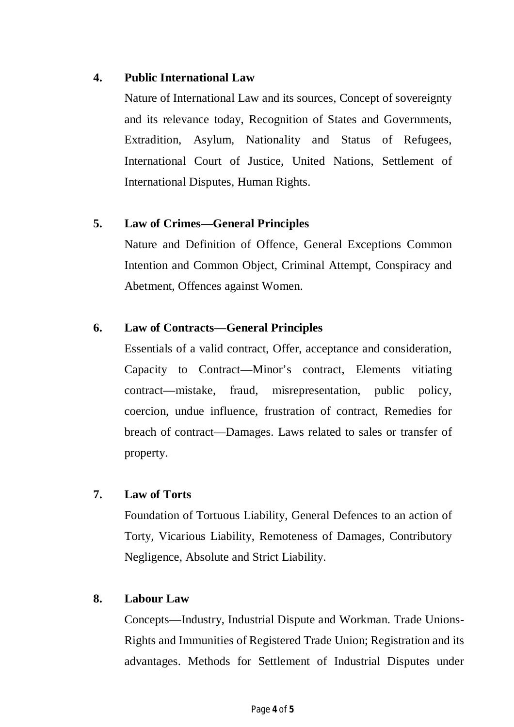**4. Public International Law**

Nature of International Law and its sources, Concept of sovereignty and its relevance today, Recognition of States and Governments, Extradition, Asylum, Nationality and Status of Refugees, International Court of Justice, United Nations, Settlement of International Disputes, Human Rights.

**5. Law of Crimes—General Principles**

Nature and Definition of Offence, General Exceptions Common Intention and Common Object, Criminal Attempt, Conspiracy and Abetment, Offences against Women.

**6. Law of Contracts—General Principles**

Essentials of a valid contract, Offer, acceptance and consideration, Capacity to Contract—Minor's contract, Elements vitiating contract—mistake, fraud, misrepresentation, public policy, coercion, undue influence, frustration of contract, Remedies for breach of contract—Damages. Laws related to sales or transfer of property.

**7. Law of Torts**

Foundation of Tortuous Liability, General Defences to an action of Torty, Vicarious Liability, Remoteness of Damages, Contributory Negligence, Absolute and Strict Liability.

**8. Labour Law**

Concepts—Industry, Industrial Dispute and Workman. Trade Unions-Rights and Immunities of Registered Trade Union; Registration and its advantages. Methods for Settlement of Industrial Disputes under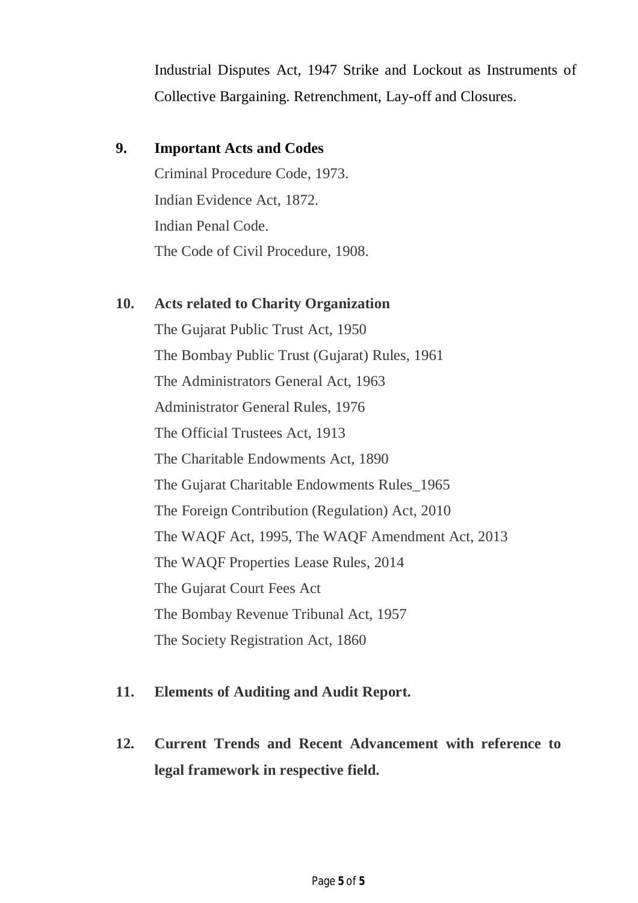Industrial Disputes Act, 1947 Strike and Lockout as Instruments of Collective Bargaining. Retrenchment, Lay-off and Closures.

**9. Important Acts and Codes**

Criminal Procedure Code, 1973.
Indian Evidence Act, 1872.
Indian Penal Code.
The Code of Civil Procedure, 1908.

**10. Acts related to Charity Organization**

The Gujarat Public Trust Act, 1950
The Bombay Public Trust (Gujarat) Rules, 1961
The Administrators General Act, 1963
Administrator General Rules, 1976
The Official Trustees Act, 1913
The Charitable Endowments Act, 1890
The Gujarat Charitable Endowments Rules_1965
The Foreign Contribution (Regulation) Act, 2010
The WAQF Act, 1995, The WAQF Amendment Act, 2013
The WAQF Properties Lease Rules, 2014
The Gujarat Court Fees Act
The Bombay Revenue Tribunal Act, 1957
The Society Registration Act, 1860

**11. Elements of Auditing and Audit Report.**

**12. Current Trends and Recent Advancement with reference to legal framework in respective field.**